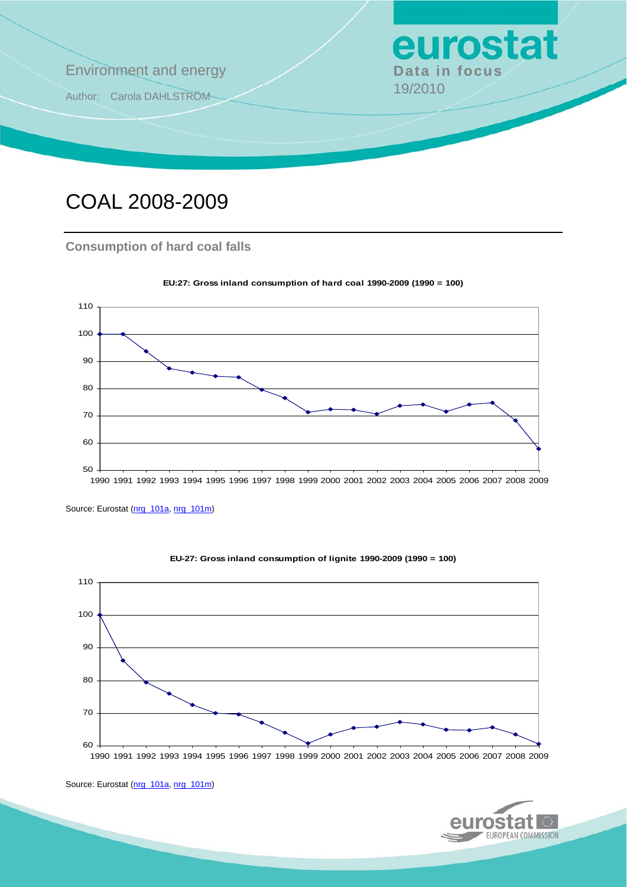Environment and energy

Author: Carola DAHLSTRÖM

**Data in focus**

19/2010

# COAL 2008-2009

## Consumption of hard coal falls

**EU:27: Gross inland consumption of hard coal 1990-2009 (1990 = 100)**

Source: Eurostat (nrg_101a, nrg_101m)

**EU-27: Gross inland consumption of lignite 1990-2009 (1990 = 100)**

Source: Eurostat (nrg_101a, nrg_101m)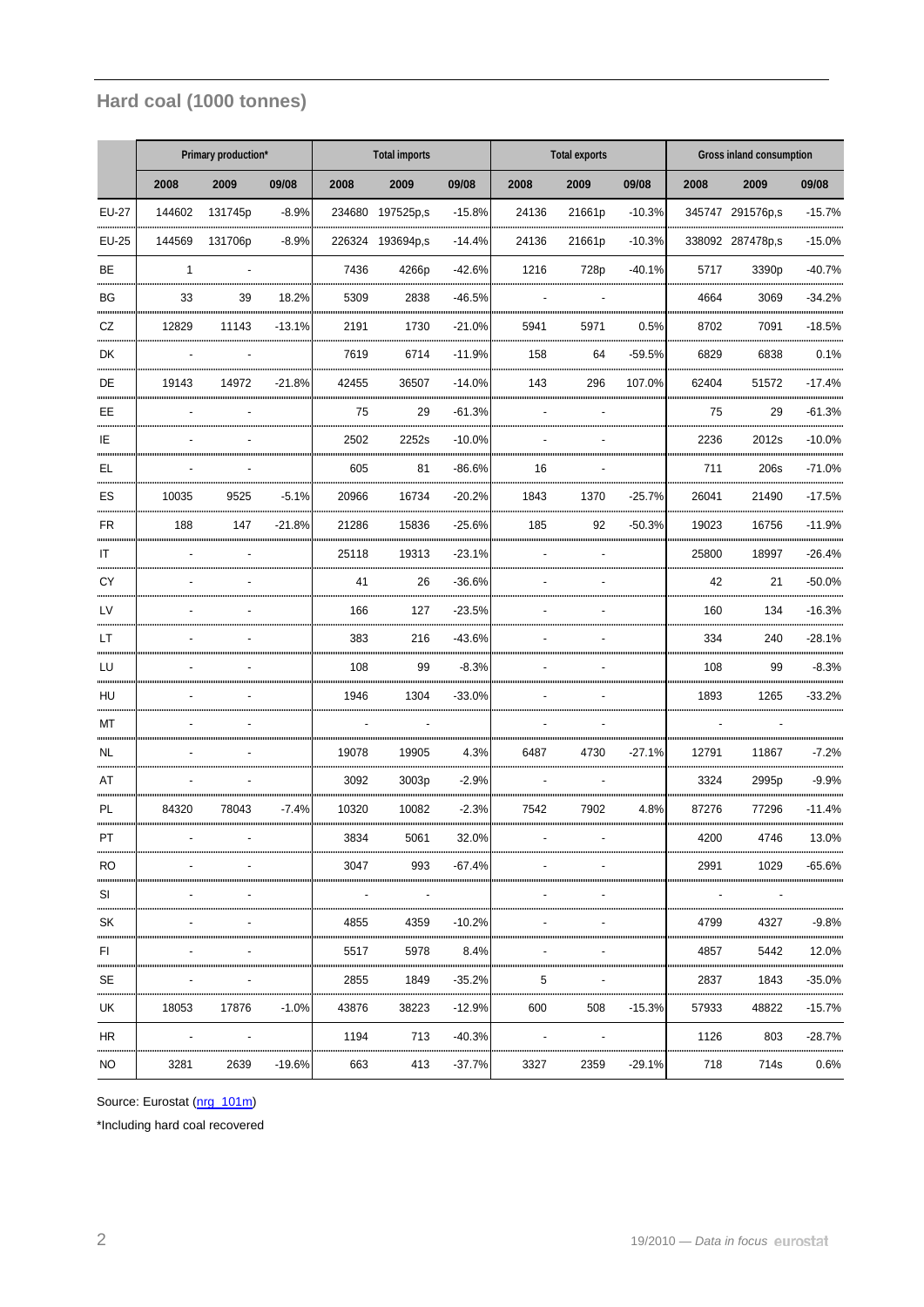## Hard coal (1000 tonnes)

| | Primary production* | | | Total imports | | | Total exports | | | Gross inland consumption | | |
|---|---|---|---|---|---|---|---|---|---|---|---|---|
| | 2008 | 2009 | 09/08 | 2008 | 2009 | 09/08 | 2008 | 2009 | 09/08 | 2008 | 2009 | 09/08 |
| EU-27 | 144602 | 131745p | -8.9% | 234680 | 197525p,s | -15.8% | 24136 | 21661p | -10.3% | 345747 | 291576p,s | -15.7% |
| EU-25 | 144569 | 131706p | -8.9% | 226324 | 193694p,s | -14.4% | 24136 | 21661p | -10.3% | 338092 | 287478p,s | -15.0% |
| BE | 1 | - | | 7436 | 4266p | -42.6% | 1216 | 728p | -40.1% | 5717 | 3390p | -40.7% |
| BG | 33 | 39 | 18.2% | 5309 | 2838 | -46.5% | - | - | | 4664 | 3069 | -34.2% |
| CZ | 12829 | 11143 | -13.1% | 2191 | 1730 | -21.0% | 5941 | 5971 | 0.5% | 8702 | 7091 | -18.5% |
| DK | - | - | | 7619 | 6714 | -11.9% | 158 | 64 | -59.5% | 6829 | 6838 | 0.1% |
| DE | 19143 | 14972 | -21.8% | 42455 | 36507 | -14.0% | 143 | 296 | 107.0% | 62404 | 51572 | -17.4% |
| EE | - | - | | 75 | 29 | -61.3% | - | - | | 75 | 29 | -61.3% |
| IE | - | - | | 2502 | 2252s | -10.0% | - | - | | 2236 | 2012s | -10.0% |
| EL | - | - | | 605 | 81 | -86.6% | 16 | - | | 711 | 206s | -71.0% |
| ES | 10035 | 9525 | -5.1% | 20966 | 16734 | -20.2% | 1843 | 1370 | -25.7% | 26041 | 21490 | -17.5% |
| FR | 188 | 147 | -21.8% | 21286 | 15836 | -25.6% | 185 | 92 | -50.3% | 19023 | 16756 | -11.9% |
| IT | - | - | | 25118 | 19313 | -23.1% | - | - | | 25800 | 18997 | -26.4% |
| CY | - | - | | 41 | 26 | -36.6% | - | - | | 42 | 21 | -50.0% |
| LV | - | - | | 166 | 127 | -23.5% | - | - | | 160 | 134 | -16.3% |
| LT | - | - | | 383 | 216 | -43.6% | - | - | | 334 | 240 | -28.1% |
| LU | - | - | | 108 | 99 | -8.3% | - | - | | 108 | 99 | -8.3% |
| HU | - | - | | 1946 | 1304 | -33.0% | - | - | | 1893 | 1265 | -33.2% |
| MT | - | - | | - | - | | - | - | | - | - | |
| NL | - | - | | 19078 | 19905 | 4.3% | 6487 | 4730 | -27.1% | 12791 | 11867 | -7.2% |
| AT | - | - | | 3092 | 3003p | -2.9% | - | - | | 3324 | 2995p | -9.9% |
| PL | 84320 | 78043 | -7.4% | 10320 | 10082 | -2.3% | 7542 | 7902 | 4.8% | 87276 | 77296 | -11.4% |
| PT | - | - | | 3834 | 5061 | 32.0% | - | - | | 4200 | 4746 | 13.0% |
| RO | - | - | | 3047 | 993 | -67.4% | - | - | | 2991 | 1029 | -65.6% |
| SI | - | - | | - | - | | - | - | | - | - | |
| SK | - | - | | 4855 | 4359 | -10.2% | - | - | | 4799 | 4327 | -9.8% |
| FI | - | - | | 5517 | 5978 | 8.4% | - | - | | 4857 | 5442 | 12.0% |
| SE | - | - | | 2855 | 1849 | -35.2% | 5 | - | | 2837 | 1843 | -35.0% |
| UK | 18053 | 17876 | -1.0% | 43876 | 38223 | -12.9% | 600 | 508 | -15.3% | 57933 | 48822 | -15.7% |
| HR | - | - | | 1194 | 713 | -40.3% | - | - | | 1126 | 803 | -28.7% |
| NO | 3281 | 2639 | -19.6% | 663 | 413 | -37.7% | 3327 | 2359 | -29.1% | 718 | 714s | 0.6% |

Source: Eurostat (nrg_101m)

*Including hard coal recovered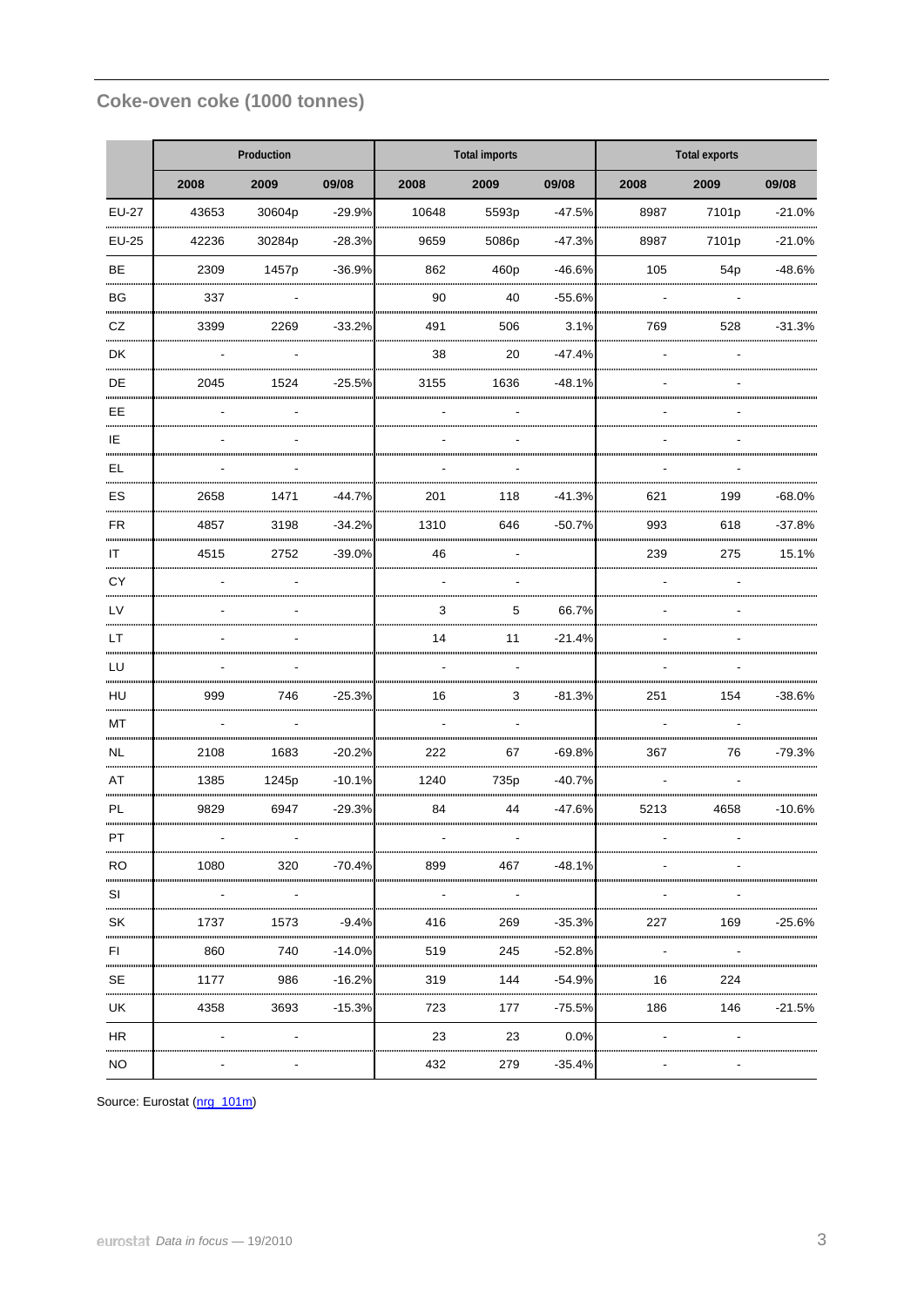## Coke-oven coke (1000 tonnes)

| | Production | | | Total imports | | | Total exports | | |
|---|---|---|---|---|---|---|---|---|---|
| | 2008 | 2009 | 09/08 | 2008 | 2009 | 09/08 | 2008 | 2009 | 09/08 |
| EU-27 | 43653 | 30604p | -29.9% | 10648 | 5593p | -47.5% | 8987 | 7101p | -21.0% |
| EU-25 | 42236 | 30284p | -28.3% | 9659 | 5086p | -47.3% | 8987 | 7101p | -21.0% |
| BE | 2309 | 1457p | -36.9% | 862 | 460p | -46.6% | 105 | 54p | -48.6% |
| BG | 337 | - | | 90 | 40 | -55.6% | - | - | |
| CZ | 3399 | 2269 | -33.2% | 491 | 506 | 3.1% | 769 | 528 | -31.3% |
| DK | - | - | | 38 | 20 | -47.4% | - | - | |
| DE | 2045 | 1524 | -25.5% | 3155 | 1636 | -48.1% | - | - | |
| EE | - | - | | - | - | | - | - | |
| IE | - | - | | - | - | | - | - | |
| EL | - | - | | - | - | | - | - | |
| ES | 2658 | 1471 | -44.7% | 201 | 118 | -41.3% | 621 | 199 | -68.0% |
| FR | 4857 | 3198 | -34.2% | 1310 | 646 | -50.7% | 993 | 618 | -37.8% |
| IT | 4515 | 2752 | -39.0% | 46 | - | | 239 | 275 | 15.1% |
| CY | - | - | | - | - | | - | - | |
| LV | - | - | | 3 | 5 | 66.7% | - | - | |
| LT | - | - | | 14 | 11 | -21.4% | - | - | |
| LU | - | - | | - | - | | - | - | |
| HU | 999 | 746 | -25.3% | 16 | 3 | -81.3% | 251 | 154 | -38.6% |
| MT | - | - | | - | - | | - | - | |
| NL | 2108 | 1683 | -20.2% | 222 | 67 | -69.8% | 367 | 76 | -79.3% |
| AT | 1385 | 1245p | -10.1% | 1240 | 735p | -40.7% | - | - | |
| PL | 9829 | 6947 | -29.3% | 84 | 44 | -47.6% | 5213 | 4658 | -10.6% |
| PT | - | - | | - | - | | - | - | |
| RO | 1080 | 320 | -70.4% | 899 | 467 | -48.1% | - | - | |
| SI | - | - | | - | - | | - | - | |
| SK | 1737 | 1573 | -9.4% | 416 | 269 | -35.3% | 227 | 169 | -25.6% |
| FI | 860 | 740 | -14.0% | 519 | 245 | -52.8% | - | - | |
| SE | 1177 | 986 | -16.2% | 319 | 144 | -54.9% | 16 | 224 | |
| UK | 4358 | 3693 | -15.3% | 723 | 177 | -75.5% | 186 | 146 | -21.5% |
| HR | - | - | | 23 | 23 | 0.0% | - | - | |
| NO | - | - | | 432 | 279 | -35.4% | - | - | |

Source: Eurostat (nrg_101m)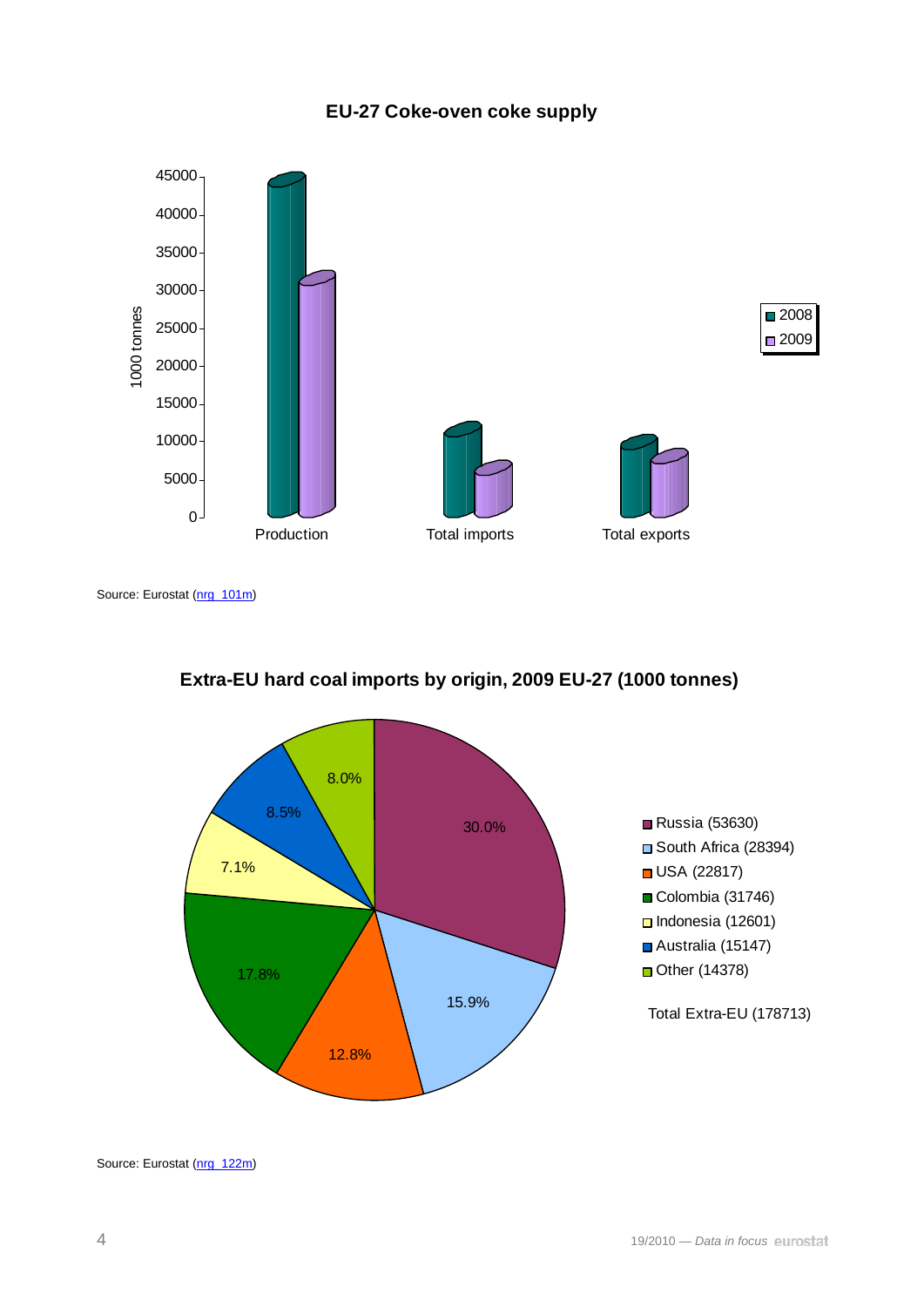**EU-27 Coke-oven coke supply**

Source: Eurostat (nrg_101m)

**Extra-EU hard coal imports by origin, 2009 EU-27 (1000 tonnes)**

- Russia (53630)
- South Africa (28394)
- USA (22817)
- Colombia (31746)
- Indonesia (12601)
- Australia (15147)
- Other (14378)

Total Extra-EU (178713)

Source: Eurostat (nrg_122m)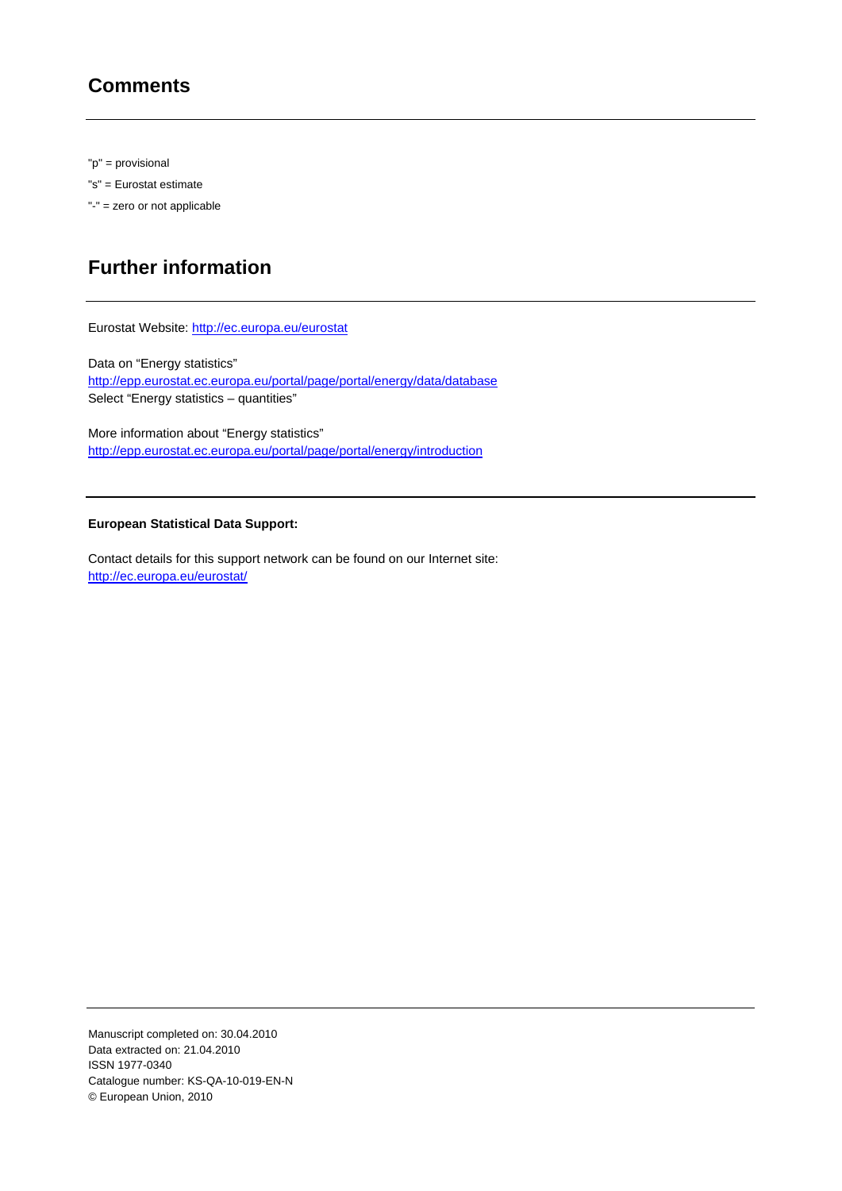## Comments

"p" = provisional

"s" = Eurostat estimate

"-" = zero or not applicable

## Further information

Eurostat Website: http://ec.europa.eu/eurostat

Data on "Energy statistics"
http://epp.eurostat.ec.europa.eu/portal/page/portal/energy/data/database
Select "Energy statistics – quantities"

More information about "Energy statistics"
http://epp.eurostat.ec.europa.eu/portal/page/portal/energy/introduction

**European Statistical Data Support:**

Contact details for this support network can be found on our Internet site:
http://ec.europa.eu/eurostat/

Manuscript completed on: 30.04.2010
Data extracted on: 21.04.2010
ISSN 1977-0340
Catalogue number: KS-QA-10-019-EN-N
© European Union, 2010